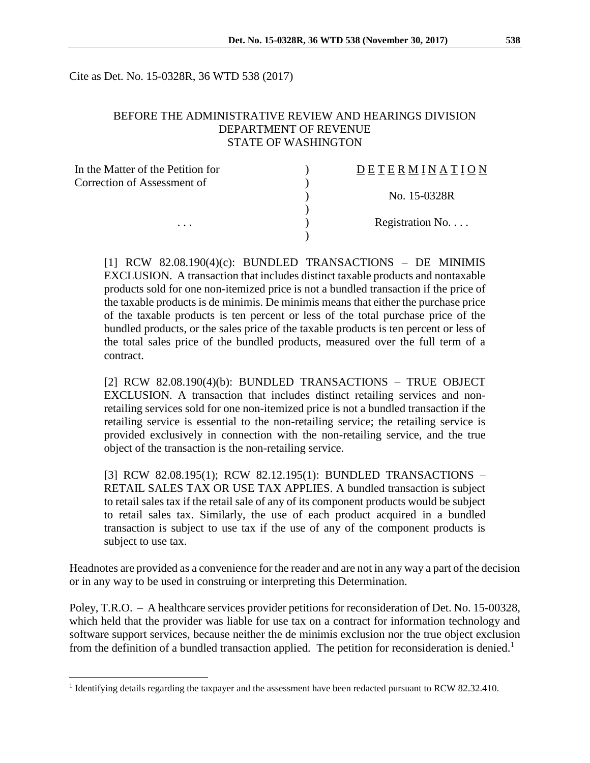Cite as Det. No. 15-0328R, 36 WTD 538 (2017)

BEFORE THE ADMINISTRATIVE REVIEW AND HEARINGS DIVISION
DEPARTMENT OF REVENUE
STATE OF WASHINGTON

| | | |
|---|---|---|
| In the Matter of the Petition for Correction of Assessment of | ) | D E T E R M I N A T I O N |
| | ) | No. 15-0328R |
| . . . | ) | Registration No. . . . |

[1] RCW 82.08.190(4)(c): BUNDLED TRANSACTIONS – DE MINIMIS EXCLUSION. A transaction that includes distinct taxable products and nontaxable products sold for one non-itemized price is not a bundled transaction if the price of the taxable products is de minimis. De minimis means that either the purchase price of the taxable products is ten percent or less of the total purchase price of the bundled products, or the sales price of the taxable products is ten percent or less of the total sales price of the bundled products, measured over the full term of a contract.

[2] RCW 82.08.190(4)(b): BUNDLED TRANSACTIONS – TRUE OBJECT EXCLUSION. A transaction that includes distinct retailing services and non-retailing services sold for one non-itemized price is not a bundled transaction if the retailing service is essential to the non-retailing service; the retailing service is provided exclusively in connection with the non-retailing service, and the true object of the transaction is the non-retailing service.

[3] RCW 82.08.195(1); RCW 82.12.195(1): BUNDLED TRANSACTIONS – RETAIL SALES TAX OR USE TAX APPLIES. A bundled transaction is subject to retail sales tax if the retail sale of any of its component products would be subject to retail sales tax. Similarly, the use of each product acquired in a bundled transaction is subject to use tax if the use of any of the component products is subject to use tax.

Headnotes are provided as a convenience for the reader and are not in any way a part of the decision or in any way to be used in construing or interpreting this Determination.

Poley, T.R.O. – A healthcare services provider petitions for reconsideration of Det. No. 15-00328, which held that the provider was liable for use tax on a contract for information technology and software support services, because neither the de minimis exclusion nor the true object exclusion from the definition of a bundled transaction applied. The petition for reconsideration is denied.[1]

[1] Identifying details regarding the taxpayer and the assessment have been redacted pursuant to RCW 82.32.410.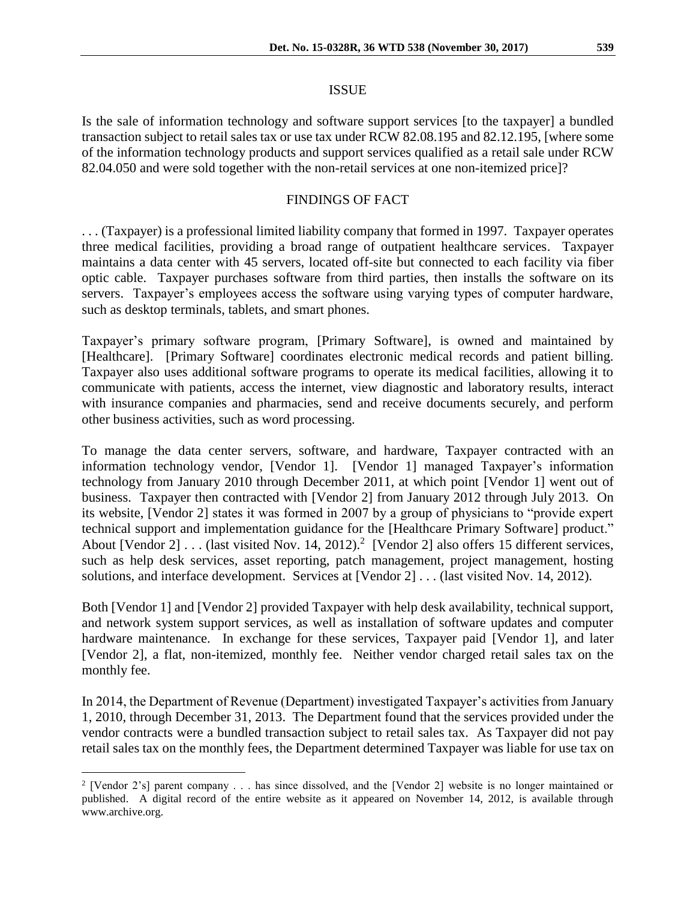## ISSUE

Is the sale of information technology and software support services [to the taxpayer] a bundled transaction subject to retail sales tax or use tax under RCW 82.08.195 and 82.12.195, [where some of the information technology products and support services qualified as a retail sale under RCW 82.04.050 and were sold together with the non-retail services at one non-itemized price]?

## FINDINGS OF FACT

. . . (Taxpayer) is a professional limited liability company that formed in 1997. Taxpayer operates three medical facilities, providing a broad range of outpatient healthcare services. Taxpayer maintains a data center with 45 servers, located off-site but connected to each facility via fiber optic cable. Taxpayer purchases software from third parties, then installs the software on its servers. Taxpayer's employees access the software using varying types of computer hardware, such as desktop terminals, tablets, and smart phones.

Taxpayer's primary software program, [Primary Software], is owned and maintained by [Healthcare]. [Primary Software] coordinates electronic medical records and patient billing. Taxpayer also uses additional software programs to operate its medical facilities, allowing it to communicate with patients, access the internet, view diagnostic and laboratory results, interact with insurance companies and pharmacies, send and receive documents securely, and perform other business activities, such as word processing.

To manage the data center servers, software, and hardware, Taxpayer contracted with an information technology vendor, [Vendor 1]. [Vendor 1] managed Taxpayer's information technology from January 2010 through December 2011, at which point [Vendor 1] went out of business. Taxpayer then contracted with [Vendor 2] from January 2012 through July 2013. On its website, [Vendor 2] states it was formed in 2007 by a group of physicians to "provide expert technical support and implementation guidance for the [Healthcare Primary Software] product." About [Vendor 2] . . . (last visited Nov. 14, 2012).[2] [Vendor 2] also offers 15 different services, such as help desk services, asset reporting, patch management, project management, hosting solutions, and interface development. Services at [Vendor 2] . . . (last visited Nov. 14, 2012).

Both [Vendor 1] and [Vendor 2] provided Taxpayer with help desk availability, technical support, and network system support services, as well as installation of software updates and computer hardware maintenance. In exchange for these services, Taxpayer paid [Vendor 1], and later [Vendor 2], a flat, non-itemized, monthly fee. Neither vendor charged retail sales tax on the monthly fee.

In 2014, the Department of Revenue (Department) investigated Taxpayer's activities from January 1, 2010, through December 31, 2013. The Department found that the services provided under the vendor contracts were a bundled transaction subject to retail sales tax. As Taxpayer did not pay retail sales tax on the monthly fees, the Department determined Taxpayer was liable for use tax on

---

[2] [Vendor 2's] parent company . . . has since dissolved, and the [Vendor 2] website is no longer maintained or published. A digital record of the entire website as it appeared on November 14, 2012, is available through www.archive.org.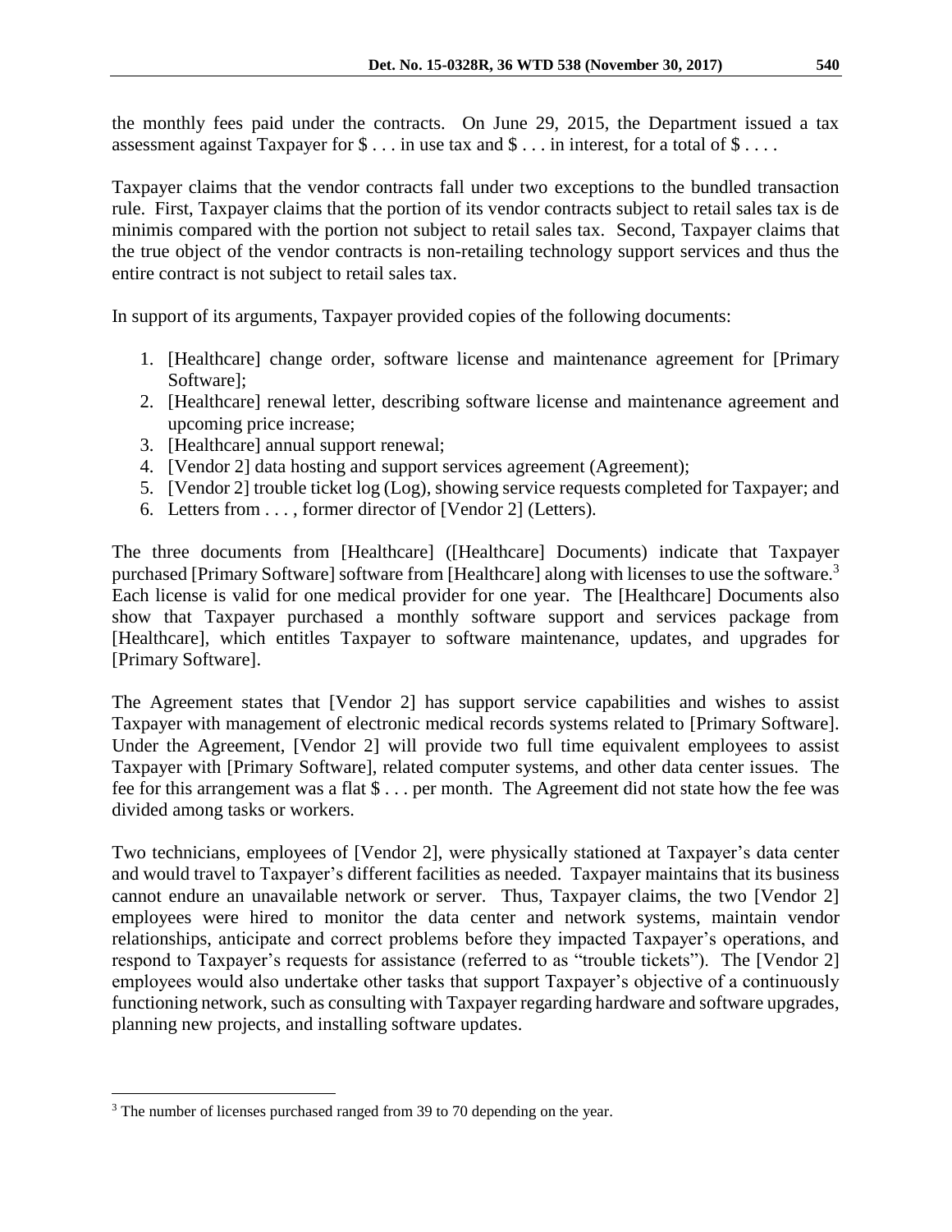the monthly fees paid under the contracts. On June 29, 2015, the Department issued a tax assessment against Taxpayer for $ . . . in use tax and $ . . . in interest, for a total of $ . . . .

Taxpayer claims that the vendor contracts fall under two exceptions to the bundled transaction rule. First, Taxpayer claims that the portion of its vendor contracts subject to retail sales tax is de minimis compared with the portion not subject to retail sales tax. Second, Taxpayer claims that the true object of the vendor contracts is non-retailing technology support services and thus the entire contract is not subject to retail sales tax.

In support of its arguments, Taxpayer provided copies of the following documents:

1. [Healthcare] change order, software license and maintenance agreement for [Primary Software];
2. [Healthcare] renewal letter, describing software license and maintenance agreement and upcoming price increase;
3. [Healthcare] annual support renewal;
4. [Vendor 2] data hosting and support services agreement (Agreement);
5. [Vendor 2] trouble ticket log (Log), showing service requests completed for Taxpayer; and
6. Letters from . . . , former director of [Vendor 2] (Letters).

The three documents from [Healthcare] ([Healthcare] Documents) indicate that Taxpayer purchased [Primary Software] software from [Healthcare] along with licenses to use the software.[3] Each license is valid for one medical provider for one year. The [Healthcare] Documents also show that Taxpayer purchased a monthly software support and services package from [Healthcare], which entitles Taxpayer to software maintenance, updates, and upgrades for [Primary Software].

The Agreement states that [Vendor 2] has support service capabilities and wishes to assist Taxpayer with management of electronic medical records systems related to [Primary Software]. Under the Agreement, [Vendor 2] will provide two full time equivalent employees to assist Taxpayer with [Primary Software], related computer systems, and other data center issues. The fee for this arrangement was a flat $ . . . per month. The Agreement did not state how the fee was divided among tasks or workers.

Two technicians, employees of [Vendor 2], were physically stationed at Taxpayer's data center and would travel to Taxpayer's different facilities as needed. Taxpayer maintains that its business cannot endure an unavailable network or server. Thus, Taxpayer claims, the two [Vendor 2] employees were hired to monitor the data center and network systems, maintain vendor relationships, anticipate and correct problems before they impacted Taxpayer's operations, and respond to Taxpayer's requests for assistance (referred to as "trouble tickets"). The [Vendor 2] employees would also undertake other tasks that support Taxpayer's objective of a continuously functioning network, such as consulting with Taxpayer regarding hardware and software upgrades, planning new projects, and installing software updates.

[3] The number of licenses purchased ranged from 39 to 70 depending on the year.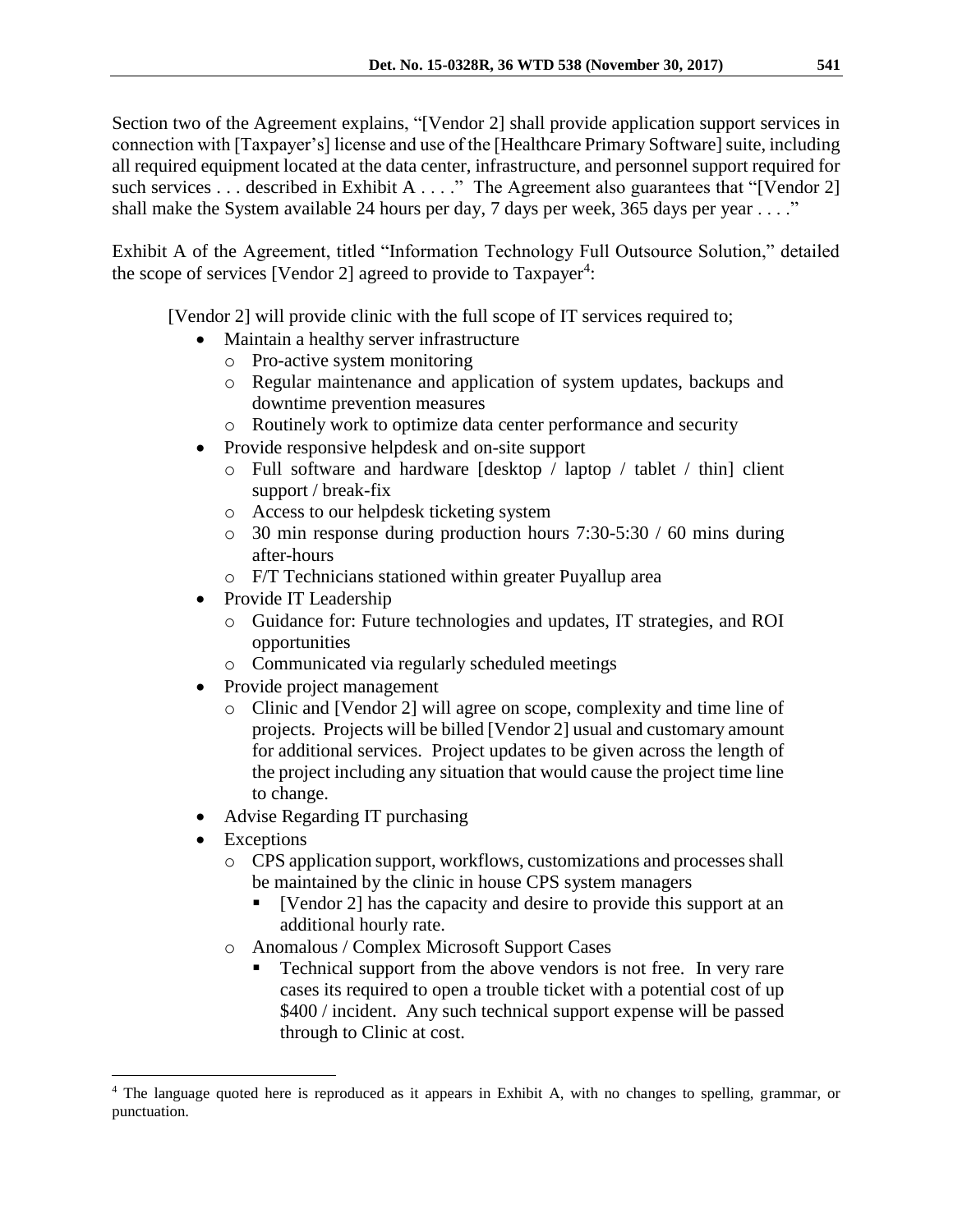Section two of the Agreement explains, "[Vendor 2] shall provide application support services in connection with [Taxpayer's] license and use of the [Healthcare Primary Software] suite, including all required equipment located at the data center, infrastructure, and personnel support required for such services . . . described in Exhibit A . . . ." The Agreement also guarantees that "[Vendor 2] shall make the System available 24 hours per day, 7 days per week, 365 days per year . . . ."

Exhibit A of the Agreement, titled "Information Technology Full Outsource Solution," detailed the scope of services [Vendor 2] agreed to provide to Taxpayer[4]:

> [Vendor 2] will provide clinic with the full scope of IT services required to;
>
> - Maintain a healthy server infrastructure
>   - Pro-active system monitoring
>   - Regular maintenance and application of system updates, backups and downtime prevention measures
>   - Routinely work to optimize data center performance and security
> - Provide responsive helpdesk and on-site support
>   - Full software and hardware [desktop / laptop / tablet / thin] client support / break-fix
>   - Access to our helpdesk ticketing system
>   - 30 min response during production hours 7:30-5:30 / 60 mins during after-hours
>   - F/T Technicians stationed within greater Puyallup area
> - Provide IT Leadership
>   - Guidance for: Future technologies and updates, IT strategies, and ROI opportunities
>   - Communicated via regularly scheduled meetings
> - Provide project management
>   - Clinic and [Vendor 2] will agree on scope, complexity and time line of projects. Projects will be billed [Vendor 2] usual and customary amount for additional services. Project updates to be given across the length of the project including any situation that would cause the project time line to change.
> - Advise Regarding IT purchasing
> - Exceptions
>   - CPS application support, workflows, customizations and processes shall be maintained by the clinic in house CPS system managers
>     - [Vendor 2] has the capacity and desire to provide this support at an additional hourly rate.
>   - Anomalous / Complex Microsoft Support Cases
>     - Technical support from the above vendors is not free. In very rare cases its required to open a trouble ticket with a potential cost of up $400 / incident. Any such technical support expense will be passed through to Clinic at cost.

---

[4] The language quoted here is reproduced as it appears in Exhibit A, with no changes to spelling, grammar, or punctuation.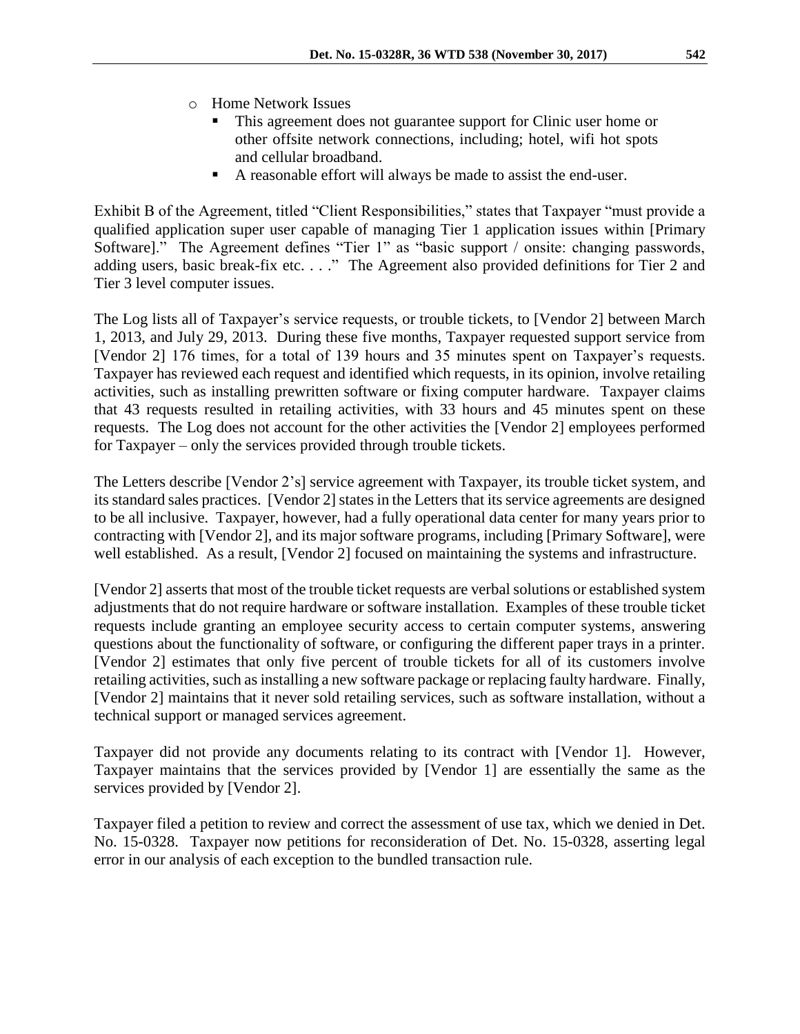- Home Network Issues
  - This agreement does not guarantee support for Clinic user home or other offsite network connections, including; hotel, wifi hot spots and cellular broadband.
  - A reasonable effort will always be made to assist the end-user.

Exhibit B of the Agreement, titled "Client Responsibilities," states that Taxpayer "must provide a qualified application super user capable of managing Tier 1 application issues within [Primary Software]." The Agreement defines "Tier 1" as "basic support / onsite: changing passwords, adding users, basic break-fix etc. . . ." The Agreement also provided definitions for Tier 2 and Tier 3 level computer issues.

The Log lists all of Taxpayer's service requests, or trouble tickets, to [Vendor 2] between March 1, 2013, and July 29, 2013. During these five months, Taxpayer requested support service from [Vendor 2] 176 times, for a total of 139 hours and 35 minutes spent on Taxpayer's requests. Taxpayer has reviewed each request and identified which requests, in its opinion, involve retailing activities, such as installing prewritten software or fixing computer hardware. Taxpayer claims that 43 requests resulted in retailing activities, with 33 hours and 45 minutes spent on these requests. The Log does not account for the other activities the [Vendor 2] employees performed for Taxpayer – only the services provided through trouble tickets.

The Letters describe [Vendor 2's] service agreement with Taxpayer, its trouble ticket system, and its standard sales practices. [Vendor 2] states in the Letters that its service agreements are designed to be all inclusive. Taxpayer, however, had a fully operational data center for many years prior to contracting with [Vendor 2], and its major software programs, including [Primary Software], were well established. As a result, [Vendor 2] focused on maintaining the systems and infrastructure.

[Vendor 2] asserts that most of the trouble ticket requests are verbal solutions or established system adjustments that do not require hardware or software installation. Examples of these trouble ticket requests include granting an employee security access to certain computer systems, answering questions about the functionality of software, or configuring the different paper trays in a printer. [Vendor 2] estimates that only five percent of trouble tickets for all of its customers involve retailing activities, such as installing a new software package or replacing faulty hardware. Finally, [Vendor 2] maintains that it never sold retailing services, such as software installation, without a technical support or managed services agreement.

Taxpayer did not provide any documents relating to its contract with [Vendor 1]. However, Taxpayer maintains that the services provided by [Vendor 1] are essentially the same as the services provided by [Vendor 2].

Taxpayer filed a petition to review and correct the assessment of use tax, which we denied in Det. No. 15-0328. Taxpayer now petitions for reconsideration of Det. No. 15-0328, asserting legal error in our analysis of each exception to the bundled transaction rule.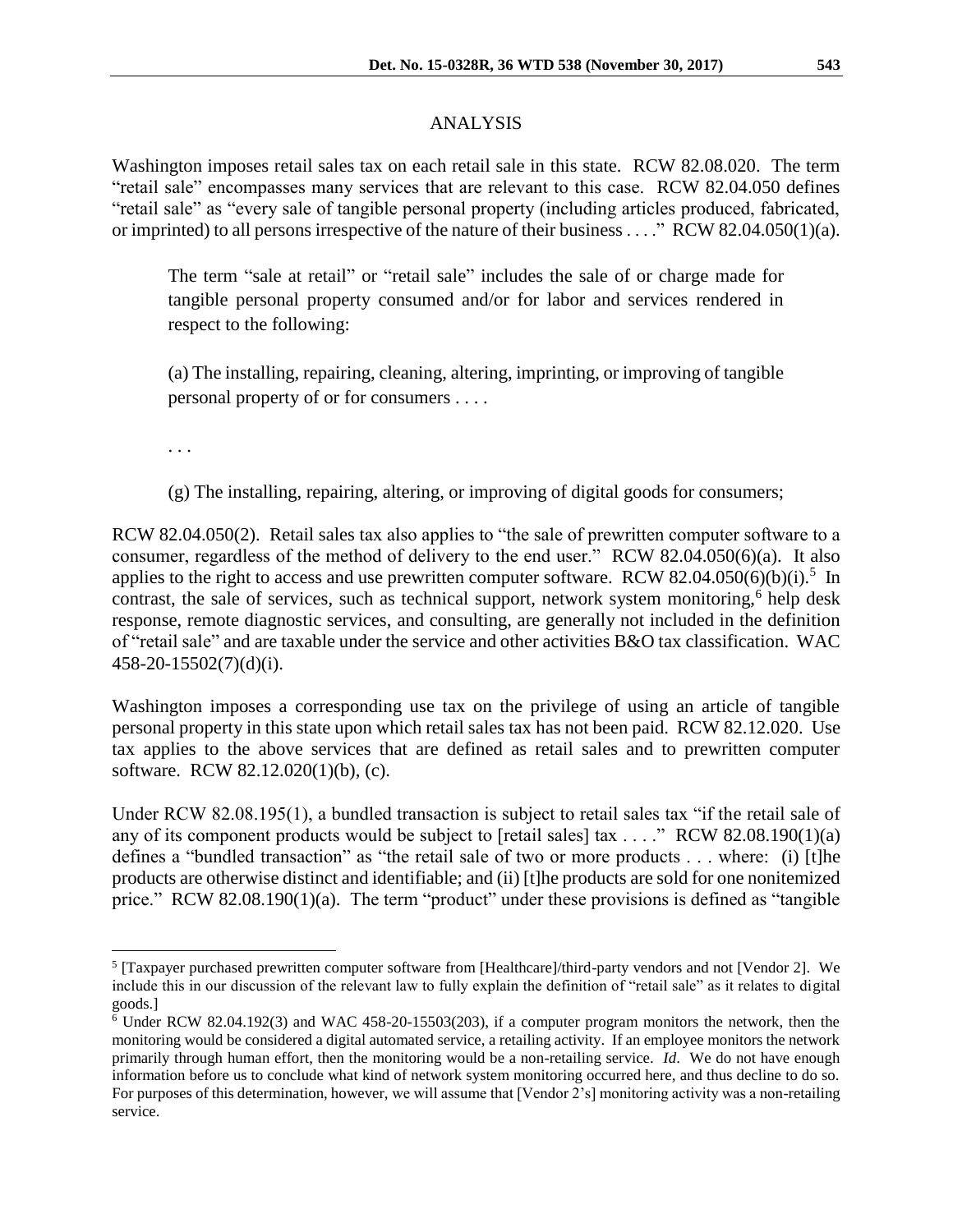## ANALYSIS

Washington imposes retail sales tax on each retail sale in this state. RCW 82.08.020. The term "retail sale" encompasses many services that are relevant to this case. RCW 82.04.050 defines "retail sale" as "every sale of tangible personal property (including articles produced, fabricated, or imprinted) to all persons irrespective of the nature of their business . . . ." RCW 82.04.050(1)(a).

> The term "sale at retail" or "retail sale" includes the sale of or charge made for tangible personal property consumed and/or for labor and services rendered in respect to the following:
>
> (a) The installing, repairing, cleaning, altering, imprinting, or improving of tangible personal property of or for consumers . . . .
>
> . . .
>
> (g) The installing, repairing, altering, or improving of digital goods for consumers;

RCW 82.04.050(2). Retail sales tax also applies to "the sale of prewritten computer software to a consumer, regardless of the method of delivery to the end user." RCW 82.04.050(6)(a). It also applies to the right to access and use prewritten computer software. RCW 82.04.050(6)(b)(i).[5] In contrast, the sale of services, such as technical support, network system monitoring,[6] help desk response, remote diagnostic services, and consulting, are generally not included in the definition of "retail sale" and are taxable under the service and other activities B&O tax classification. WAC 458-20-15502(7)(d)(i).

Washington imposes a corresponding use tax on the privilege of using an article of tangible personal property in this state upon which retail sales tax has not been paid. RCW 82.12.020. Use tax applies to the above services that are defined as retail sales and to prewritten computer software. RCW 82.12.020(1)(b), (c).

Under RCW 82.08.195(1), a bundled transaction is subject to retail sales tax "if the retail sale of any of its component products would be subject to [retail sales] tax . . . ." RCW 82.08.190(1)(a) defines a "bundled transaction" as "the retail sale of two or more products . . . where: (i) [t]he products are otherwise distinct and identifiable; and (ii) [t]he products are sold for one nonitemized price." RCW 82.08.190(1)(a). The term "product" under these provisions is defined as "tangible

---

[5] [Taxpayer purchased prewritten computer software from [Healthcare]/third-party vendors and not [Vendor 2]. We include this in our discussion of the relevant law to fully explain the definition of "retail sale" as it relates to digital goods.]

[6] Under RCW 82.04.192(3) and WAC 458-20-15503(203), if a computer program monitors the network, then the monitoring would be considered a digital automated service, a retailing activity. If an employee monitors the network primarily through human effort, then the monitoring would be a non-retailing service. *Id*. We do not have enough information before us to conclude what kind of network system monitoring occurred here, and thus decline to do so. For purposes of this determination, however, we will assume that [Vendor 2's] monitoring activity was a non-retailing service.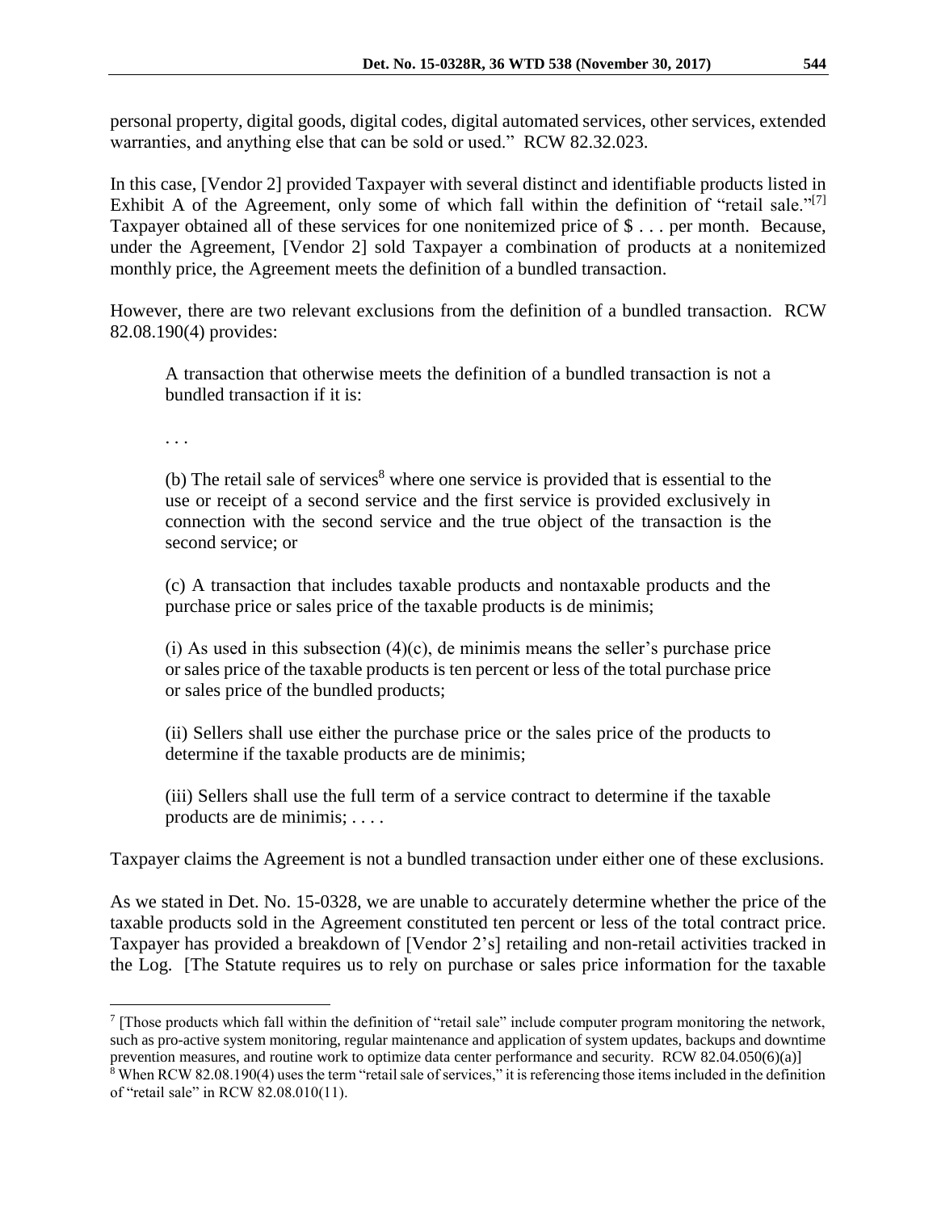personal property, digital goods, digital codes, digital automated services, other services, extended warranties, and anything else that can be sold or used." RCW 82.32.023.

In this case, [Vendor 2] provided Taxpayer with several distinct and identifiable products listed in Exhibit A of the Agreement, only some of which fall within the definition of "retail sale."[7] Taxpayer obtained all of these services for one nonitemized price of $ . . . per month. Because, under the Agreement, [Vendor 2] sold Taxpayer a combination of products at a nonitemized monthly price, the Agreement meets the definition of a bundled transaction.

However, there are two relevant exclusions from the definition of a bundled transaction. RCW 82.08.190(4) provides:

> A transaction that otherwise meets the definition of a bundled transaction is not a bundled transaction if it is:
>
> . . .
>
> (b) The retail sale of services[8] where one service is provided that is essential to the use or receipt of a second service and the first service is provided exclusively in connection with the second service and the true object of the transaction is the second service; or
>
> (c) A transaction that includes taxable products and nontaxable products and the purchase price or sales price of the taxable products is de minimis;
>
> (i) As used in this subsection (4)(c), de minimis means the seller's purchase price or sales price of the taxable products is ten percent or less of the total purchase price or sales price of the bundled products;
>
> (ii) Sellers shall use either the purchase price or the sales price of the products to determine if the taxable products are de minimis;
>
> (iii) Sellers shall use the full term of a service contract to determine if the taxable products are de minimis; . . . .

Taxpayer claims the Agreement is not a bundled transaction under either one of these exclusions.

As we stated in Det. No. 15-0328, we are unable to accurately determine whether the price of the taxable products sold in the Agreement constituted ten percent or less of the total contract price. Taxpayer has provided a breakdown of [Vendor 2's] retailing and non-retail activities tracked in the Log. [The Statute requires us to rely on purchase or sales price information for the taxable

---

[7] [Those products which fall within the definition of "retail sale" include computer program monitoring the network, such as pro-active system monitoring, regular maintenance and application of system updates, backups and downtime prevention measures, and routine work to optimize data center performance and security. RCW 82.04.050(6)(a)]

[8] When RCW 82.08.190(4) uses the term "retail sale of services," it is referencing those items included in the definition of "retail sale" in RCW 82.08.010(11).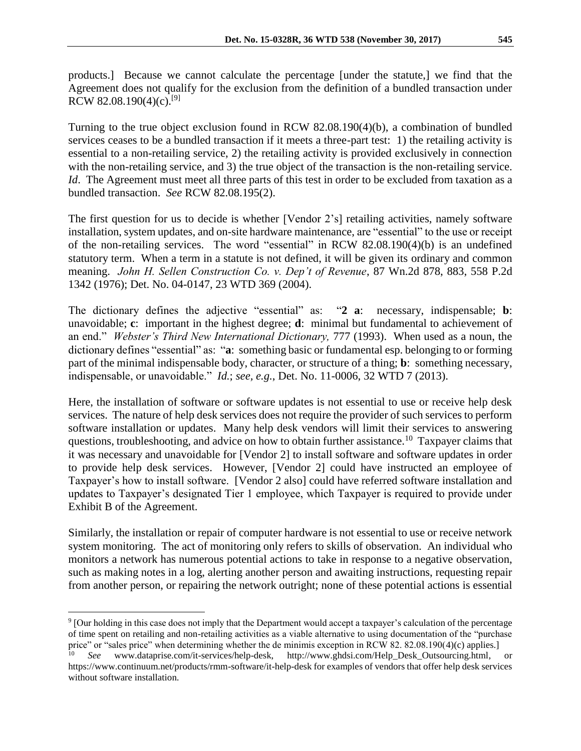products.] Because we cannot calculate the percentage [under the statute,] we find that the Agreement does not qualify for the exclusion from the definition of a bundled transaction under RCW 82.08.190(4)(c).[9]

Turning to the true object exclusion found in RCW 82.08.190(4)(b), a combination of bundled services ceases to be a bundled transaction if it meets a three-part test: 1) the retailing activity is essential to a non-retailing service, 2) the retailing activity is provided exclusively in connection with the non-retailing service, and 3) the true object of the transaction is the non-retailing service. *Id*. The Agreement must meet all three parts of this test in order to be excluded from taxation as a bundled transaction. *See* RCW 82.08.195(2).

The first question for us to decide is whether [Vendor 2's] retailing activities, namely software installation, system updates, and on-site hardware maintenance, are "essential" to the use or receipt of the non-retailing services. The word "essential" in RCW 82.08.190(4)(b) is an undefined statutory term. When a term in a statute is not defined, it will be given its ordinary and common meaning. *John H. Sellen Construction Co. v. Dep't of Revenue*, 87 Wn.2d 878, 883, 558 P.2d 1342 (1976); Det. No. 04-0147, 23 WTD 369 (2004).

The dictionary defines the adjective "essential" as: "**2 a**: necessary, indispensable; **b**: unavoidable; **c**: important in the highest degree; **d**: minimal but fundamental to achievement of an end." *Webster's Third New International Dictionary,* 777 (1993). When used as a noun, the dictionary defines "essential" as: "**a**: something basic or fundamental esp. belonging to or forming part of the minimal indispensable body, character, or structure of a thing; **b**: something necessary, indispensable, or unavoidable." *Id.*; *see, e.g.*, Det. No. 11-0006, 32 WTD 7 (2013).

Here, the installation of software or software updates is not essential to use or receive help desk services. The nature of help desk services does not require the provider of such services to perform software installation or updates. Many help desk vendors will limit their services to answering questions, troubleshooting, and advice on how to obtain further assistance.[10] Taxpayer claims that it was necessary and unavoidable for [Vendor 2] to install software and software updates in order to provide help desk services. However, [Vendor 2] could have instructed an employee of Taxpayer's how to install software. [Vendor 2 also] could have referred software installation and updates to Taxpayer's designated Tier 1 employee, which Taxpayer is required to provide under Exhibit B of the Agreement.

Similarly, the installation or repair of computer hardware is not essential to use or receive network system monitoring. The act of monitoring only refers to skills of observation. An individual who monitors a network has numerous potential actions to take in response to a negative observation, such as making notes in a log, alerting another person and awaiting instructions, requesting repair from another person, or repairing the network outright; none of these potential actions is essential

---

[9] [Our holding in this case does not imply that the Department would accept a taxpayer's calculation of the percentage of time spent on retailing and non-retailing activities as a viable alternative to using documentation of the "purchase price" or "sales price" when determining whether the de minimis exception in RCW 82. 82.08.190(4)(c) applies.]

[10] *See* www.dataprise.com/it-services/help-desk, http://www.ghdsi.com/Help_Desk_Outsourcing.html, or https://www.continuum.net/products/rmm-software/it-help-desk for examples of vendors that offer help desk services without software installation.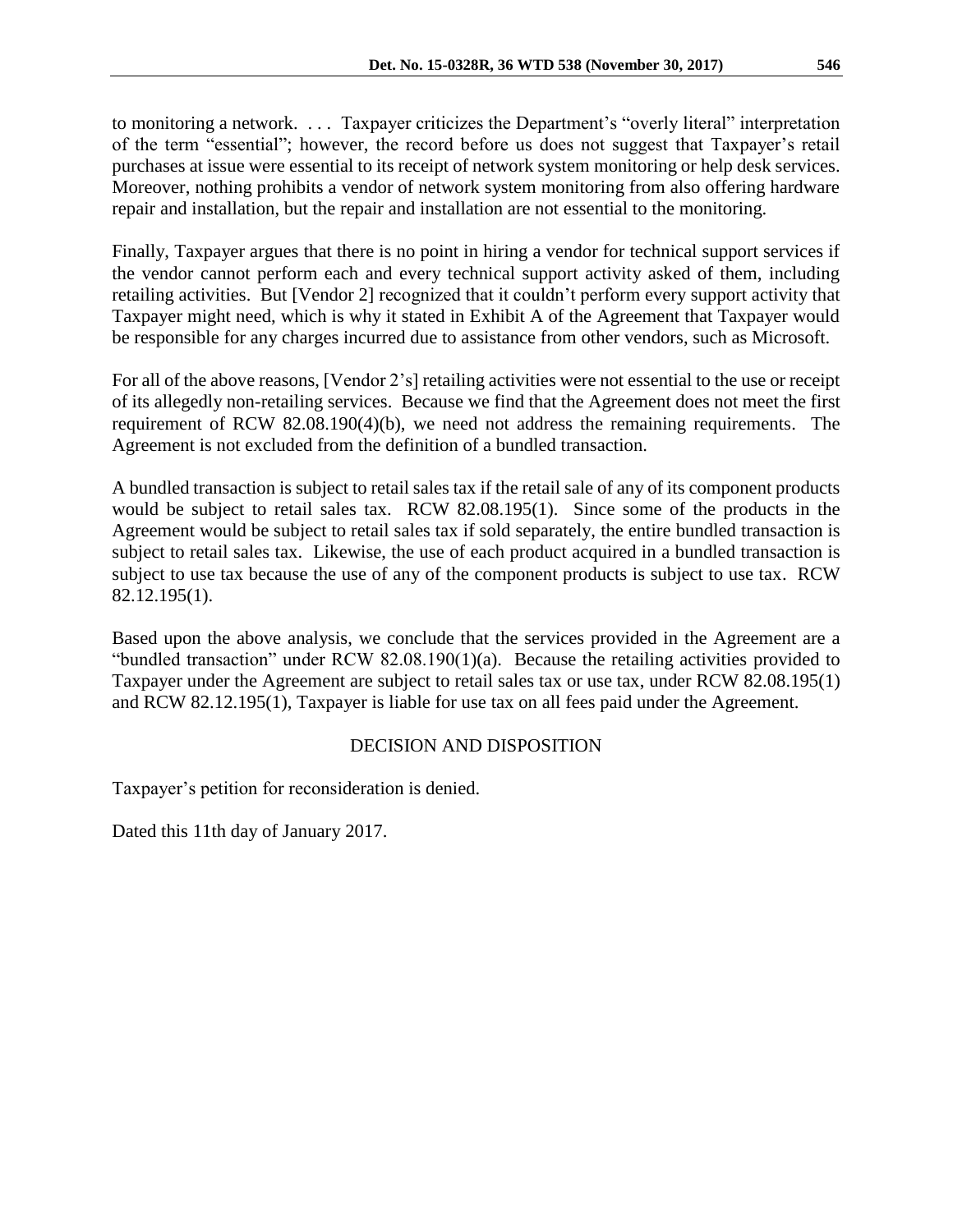to monitoring a network. . . . Taxpayer criticizes the Department's "overly literal" interpretation of the term "essential"; however, the record before us does not suggest that Taxpayer's retail purchases at issue were essential to its receipt of network system monitoring or help desk services. Moreover, nothing prohibits a vendor of network system monitoring from also offering hardware repair and installation, but the repair and installation are not essential to the monitoring.

Finally, Taxpayer argues that there is no point in hiring a vendor for technical support services if the vendor cannot perform each and every technical support activity asked of them, including retailing activities. But [Vendor 2] recognized that it couldn't perform every support activity that Taxpayer might need, which is why it stated in Exhibit A of the Agreement that Taxpayer would be responsible for any charges incurred due to assistance from other vendors, such as Microsoft.

For all of the above reasons, [Vendor 2's] retailing activities were not essential to the use or receipt of its allegedly non-retailing services. Because we find that the Agreement does not meet the first requirement of RCW 82.08.190(4)(b), we need not address the remaining requirements. The Agreement is not excluded from the definition of a bundled transaction.

A bundled transaction is subject to retail sales tax if the retail sale of any of its component products would be subject to retail sales tax. RCW 82.08.195(1). Since some of the products in the Agreement would be subject to retail sales tax if sold separately, the entire bundled transaction is subject to retail sales tax. Likewise, the use of each product acquired in a bundled transaction is subject to use tax because the use of any of the component products is subject to use tax. RCW 82.12.195(1).

Based upon the above analysis, we conclude that the services provided in the Agreement are a "bundled transaction" under RCW 82.08.190(1)(a). Because the retailing activities provided to Taxpayer under the Agreement are subject to retail sales tax or use tax, under RCW 82.08.195(1) and RCW 82.12.195(1), Taxpayer is liable for use tax on all fees paid under the Agreement.

## DECISION AND DISPOSITION

Taxpayer's petition for reconsideration is denied.

Dated this 11th day of January 2017.